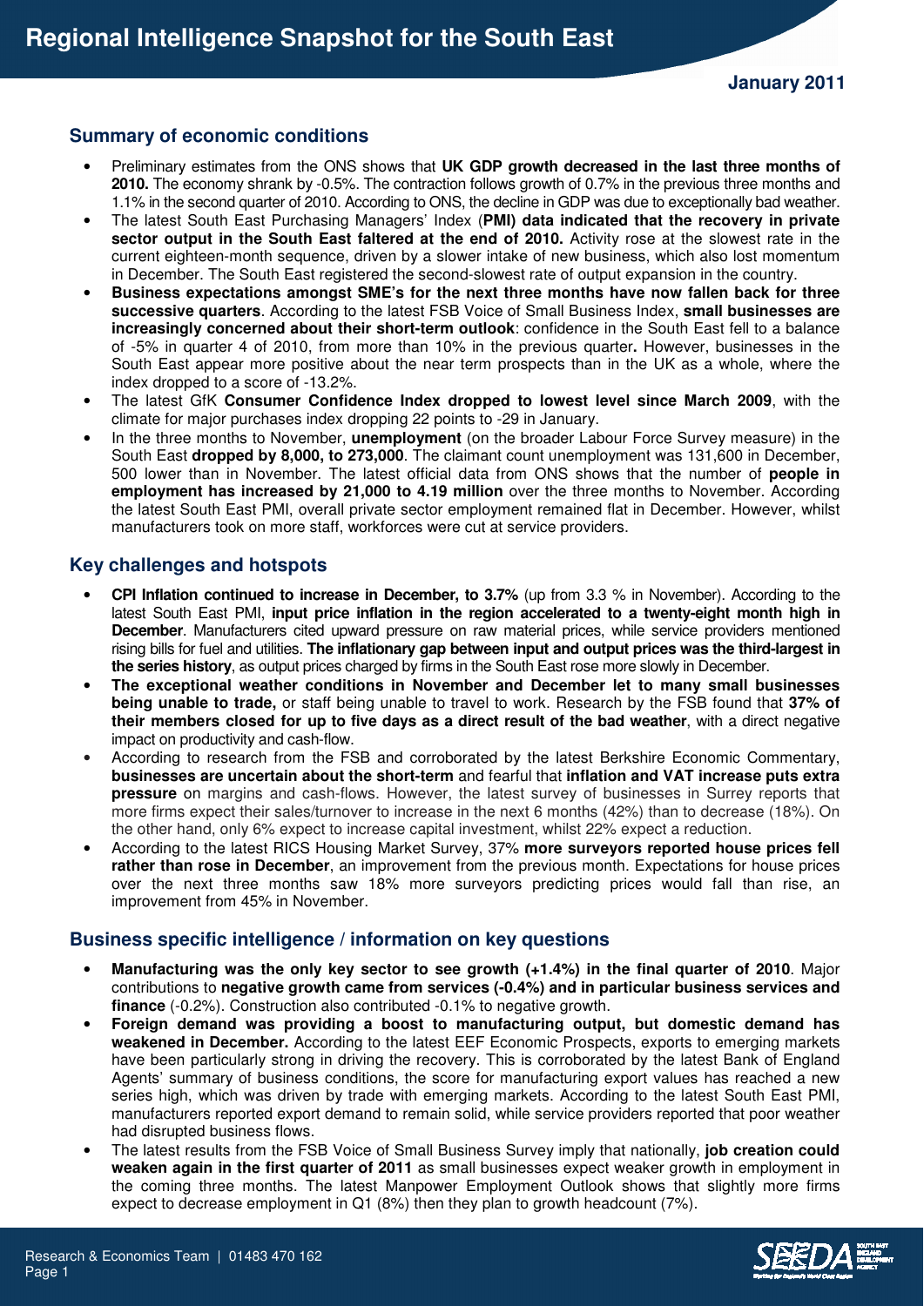# Regional Intelligence Snapshot for the South East

**January 2011**

## Summary of economic conditions

- Preliminary estimates from the ONS shows that **UK GDP growth decreased in the last three months of 2010.** The economy shrank by -0.5%. The contraction follows growth of 0.7% in the previous three months and 1.1% in the second quarter of 2010. According to ONS, the decline in GDP was due to exceptionally bad weather.
- The latest South East Purchasing Managers' Index (**PMI) data indicated that the recovery in private sector output in the South East faltered at the end of 2010.** Activity rose at the slowest rate in the current eighteen-month sequence, driven by a slower intake of new business, which also lost momentum in December. The South East registered the second-slowest rate of output expansion in the country.
- **Business expectations amongst SME's for the next three months have now fallen back for three successive quarters**. According to the latest FSB Voice of Small Business Index, **small businesses are increasingly concerned about their short-term outlook**: confidence in the South East fell to a balance of -5% in quarter 4 of 2010, from more than 10% in the previous quarter**.** However, businesses in the South East appear more positive about the near term prospects than in the UK as a whole, where the index dropped to a score of -13.2%.
- The latest GfK **Consumer Confidence Index dropped to lowest level since March 2009**, with the climate for major purchases index dropping 22 points to -29 in January.
- In the three months to November, **unemployment** (on the broader Labour Force Survey measure) in the South East **dropped by 8,000, to 273,000**. The claimant count unemployment was 131,600 in December, 500 lower than in November. The latest official data from ONS shows that the number of **people in employment has increased by 21,000 to 4.19 million** over the three months to November. According the latest South East PMI, overall private sector employment remained flat in December. However, whilst manufacturers took on more staff, workforces were cut at service providers.

## Key challenges and hotspots

- **CPI Inflation continued to increase in December, to 3.7%** (up from 3.3 % in November). According to the latest South East PMI, **input price inflation in the region accelerated to a twenty-eight month high in December**. Manufacturers cited upward pressure on raw material prices, while service providers mentioned rising bills for fuel and utilities. **The inflationary gap between input and output prices was the third-largest in the series history**, as output prices charged by firms in the South East rose more slowly in December.
- **The exceptional weather conditions in November and December let to many small businesses being unable to trade,** or staff being unable to travel to work. Research by the FSB found that **37% of their members closed for up to five days as a direct result of the bad weather**, with a direct negative impact on productivity and cash-flow.
- According to research from the FSB and corroborated by the latest Berkshire Economic Commentary, **businesses are uncertain about the short-term** and fearful that **inflation and VAT increase puts extra pressure** on margins and cash-flows. However, the latest survey of businesses in Surrey reports that more firms expect their sales/turnover to increase in the next 6 months (42%) than to decrease (18%). On the other hand, only 6% expect to increase capital investment, whilst 22% expect a reduction.
- According to the latest RICS Housing Market Survey, 37% **more surveyors reported house prices fell rather than rose in December**, an improvement from the previous month. Expectations for house prices over the next three months saw 18% more surveyors predicting prices would fall than rise, an improvement from 45% in November.

## Business specific intelligence / information on key questions

- **Manufacturing was the only key sector to see growth (+1.4%) in the final quarter of 2010**. Major contributions to **negative growth came from services (-0.4%) and in particular business services and finance** (-0.2%). Construction also contributed -0.1% to negative growth.
- **Foreign demand was providing a boost to manufacturing output, but domestic demand has weakened in December.** According to the latest EEF Economic Prospects, exports to emerging markets have been particularly strong in driving the recovery. This is corroborated by the latest Bank of England Agents' summary of business conditions, the score for manufacturing export values has reached a new series high, which was driven by trade with emerging markets. According to the latest South East PMI, manufacturers reported export demand to remain solid, while service providers reported that poor weather had disrupted business flows.
- The latest results from the FSB Voice of Small Business Survey imply that nationally, **job creation could weaken again in the first quarter of 2011** as small businesses expect weaker growth in employment in the coming three months. The latest Manpower Employment Outlook shows that slightly more firms expect to decrease employment in Q1 (8%) then they plan to growth headcount (7%).

Research & Economics Team | 01483 470 162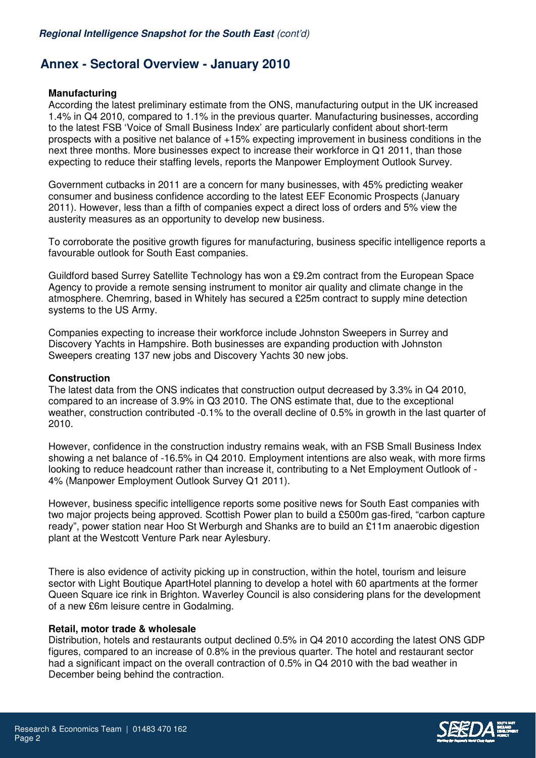## Annex - Sectoral Overview - January 2010

**Manufacturing**
According the latest preliminary estimate from the ONS, manufacturing output in the UK increased 1.4% in Q4 2010, compared to 1.1% in the previous quarter. Manufacturing businesses, according to the latest FSB 'Voice of Small Business Index' are particularly confident about short-term prospects with a positive net balance of +15% expecting improvement in business conditions in the next three months. More businesses expect to increase their workforce in Q1 2011, than those expecting to reduce their staffing levels, reports the Manpower Employment Outlook Survey.

Government cutbacks in 2011 are a concern for many businesses, with 45% predicting weaker consumer and business confidence according to the latest EEF Economic Prospects (January 2011). However, less than a fifth of companies expect a direct loss of orders and 5% view the austerity measures as an opportunity to develop new business.

To corroborate the positive growth figures for manufacturing, business specific intelligence reports a favourable outlook for South East companies.

Guildford based Surrey Satellite Technology has won a £9.2m contract from the European Space Agency to provide a remote sensing instrument to monitor air quality and climate change in the atmosphere. Chemring, based in Whitely has secured a £25m contract to supply mine detection systems to the US Army.

Companies expecting to increase their workforce include Johnston Sweepers in Surrey and Discovery Yachts in Hampshire. Both businesses are expanding production with Johnston Sweepers creating 137 new jobs and Discovery Yachts 30 new jobs.

**Construction**
The latest data from the ONS indicates that construction output decreased by 3.3% in Q4 2010, compared to an increase of 3.9% in Q3 2010. The ONS estimate that, due to the exceptional weather, construction contributed -0.1% to the overall decline of 0.5% in growth in the last quarter of 2010.

However, confidence in the construction industry remains weak, with an FSB Small Business Index showing a net balance of -16.5% in Q4 2010. Employment intentions are also weak, with more firms looking to reduce headcount rather than increase it, contributing to a Net Employment Outlook of -4% (Manpower Employment Outlook Survey Q1 2011).

However, business specific intelligence reports some positive news for South East companies with two major projects being approved. Scottish Power plan to build a £500m gas-fired, "carbon capture ready", power station near Hoo St Werburgh and Shanks are to build an £11m anaerobic digestion plant at the Westcott Venture Park near Aylesbury.

There is also evidence of activity picking up in construction, within the hotel, tourism and leisure sector with Light Boutique ApartHotel planning to develop a hotel with 60 apartments at the former Queen Square ice rink in Brighton. Waverley Council is also considering plans for the development of a new £6m leisure centre in Godalming.

**Retail, motor trade & wholesale**
Distribution, hotels and restaurants output declined 0.5% in Q4 2010 according the latest ONS GDP figures, compared to an increase of 0.8% in the previous quarter. The hotel and restaurant sector had a significant impact on the overall contraction of 0.5% in Q4 2010 with the bad weather in December being behind the contraction.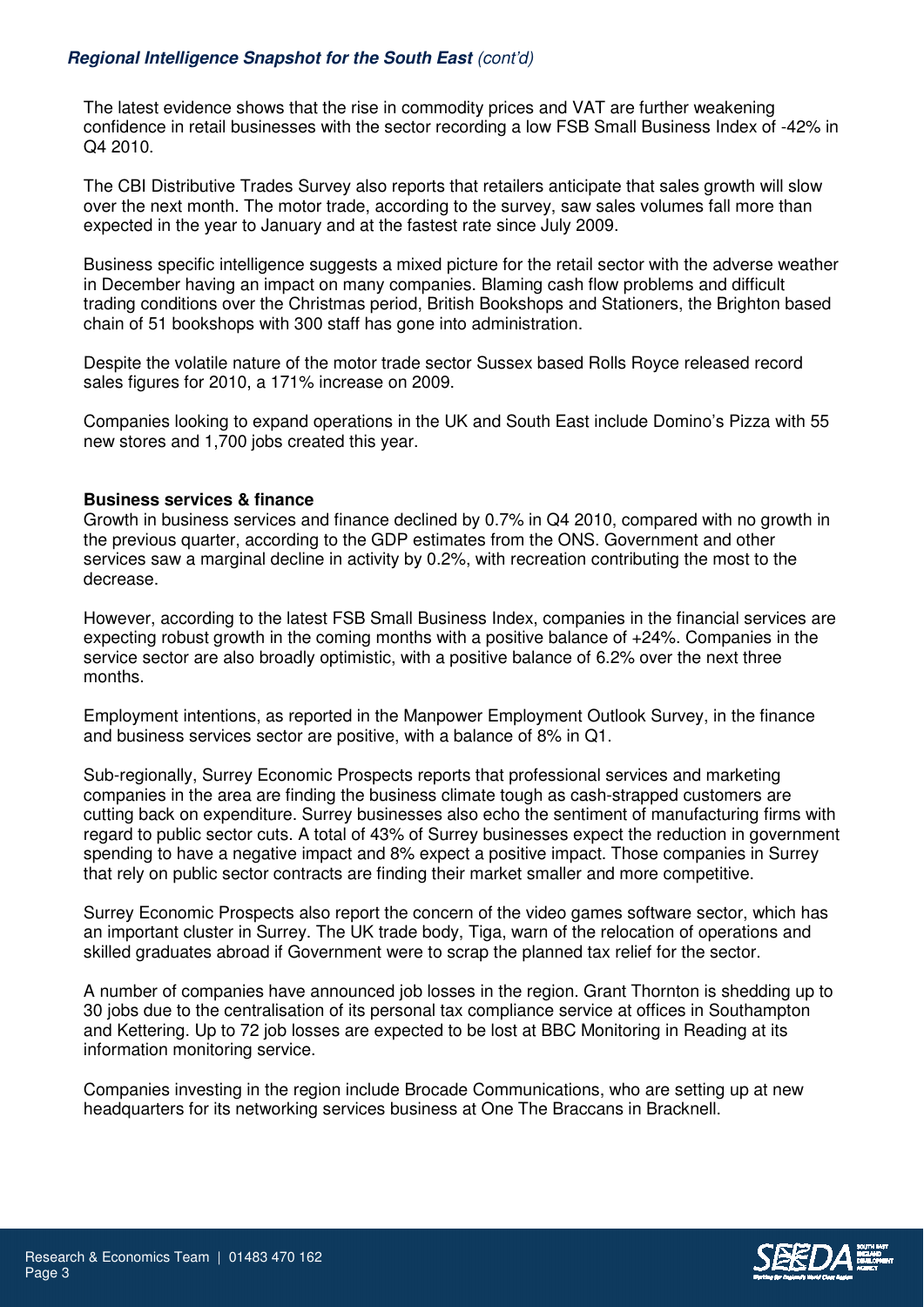The latest evidence shows that the rise in commodity prices and VAT are further weakening confidence in retail businesses with the sector recording a low FSB Small Business Index of -42% in Q4 2010.

The CBI Distributive Trades Survey also reports that retailers anticipate that sales growth will slow over the next month. The motor trade, according to the survey, saw sales volumes fall more than expected in the year to January and at the fastest rate since July 2009.

Business specific intelligence suggests a mixed picture for the retail sector with the adverse weather in December having an impact on many companies. Blaming cash flow problems and difficult trading conditions over the Christmas period, British Bookshops and Stationers, the Brighton based chain of 51 bookshops with 300 staff has gone into administration.

Despite the volatile nature of the motor trade sector Sussex based Rolls Royce released record sales figures for 2010, a 171% increase on 2009.

Companies looking to expand operations in the UK and South East include Domino's Pizza with 55 new stores and 1,700 jobs created this year.

**Business services & finance**

Growth in business services and finance declined by 0.7% in Q4 2010, compared with no growth in the previous quarter, according to the GDP estimates from the ONS. Government and other services saw a marginal decline in activity by 0.2%, with recreation contributing the most to the decrease.

However, according to the latest FSB Small Business Index, companies in the financial services are expecting robust growth in the coming months with a positive balance of +24%. Companies in the service sector are also broadly optimistic, with a positive balance of 6.2% over the next three months.

Employment intentions, as reported in the Manpower Employment Outlook Survey, in the finance and business services sector are positive, with a balance of 8% in Q1.

Sub-regionally, Surrey Economic Prospects reports that professional services and marketing companies in the area are finding the business climate tough as cash-strapped customers are cutting back on expenditure. Surrey businesses also echo the sentiment of manufacturing firms with regard to public sector cuts. A total of 43% of Surrey businesses expect the reduction in government spending to have a negative impact and 8% expect a positive impact. Those companies in Surrey that rely on public sector contracts are finding their market smaller and more competitive.

Surrey Economic Prospects also report the concern of the video games software sector, which has an important cluster in Surrey. The UK trade body, Tiga, warn of the relocation of operations and skilled graduates abroad if Government were to scrap the planned tax relief for the sector.

A number of companies have announced job losses in the region. Grant Thornton is shedding up to 30 jobs due to the centralisation of its personal tax compliance service at offices in Southampton and Kettering. Up to 72 job losses are expected to be lost at BBC Monitoring in Reading at its information monitoring service.

Companies investing in the region include Brocade Communications, who are setting up at new headquarters for its networking services business at One The Braccans in Bracknell.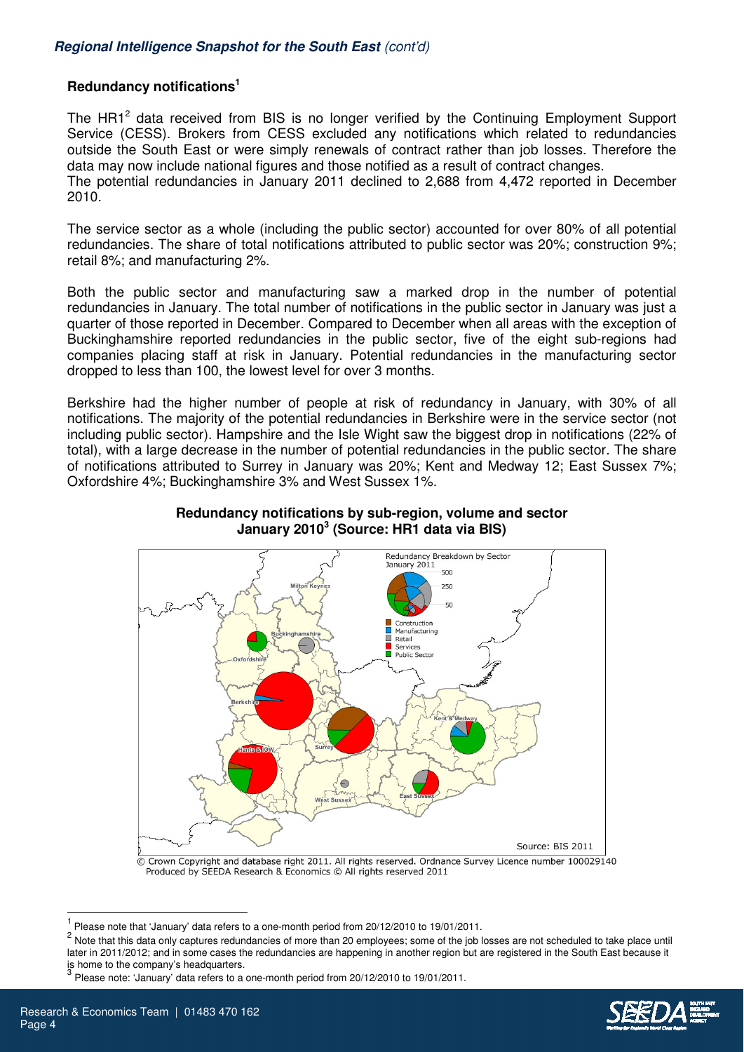## Redundancy notifications[1]

The HR1[2] data received from BIS is no longer verified by the Continuing Employment Support Service (CESS). Brokers from CESS excluded any notifications which related to redundancies outside the South East or were simply renewals of contract rather than job losses. Therefore the data may now include national figures and those notified as a result of contract changes.
The potential redundancies in January 2011 declined to 2,688 from 4,472 reported in December 2010.

The service sector as a whole (including the public sector) accounted for over 80% of all potential redundancies. The share of total notifications attributed to public sector was 20%; construction 9%; retail 8%; and manufacturing 2%.

Both the public sector and manufacturing saw a marked drop in the number of potential redundancies in January. The total number of notifications in the public sector in January was just a quarter of those reported in December. Compared to December when all areas with the exception of Buckinghamshire reported redundancies in the public sector, five of the eight sub-regions had companies placing staff at risk in January. Potential redundancies in the manufacturing sector dropped to less than 100, the lowest level for over 3 months.

Berkshire had the higher number of people at risk of redundancy in January, with 30% of all notifications. The majority of the potential redundancies in Berkshire were in the service sector (not including public sector). Hampshire and the Isle Wight saw the biggest drop in notifications (22% of total), with a large decrease in the number of potential redundancies in the public sector. The share of notifications attributed to Surrey in January was 20%; Kent and Medway 12; East Sussex 7%; Oxfordshire 4%; Buckinghamshire 3% and West Sussex 1%.

**Redundancy notifications by sub-region, volume and sector January 2010[3] (Source: HR1 data via BIS)**

Redundancy Breakdown by Sector
January 2011
500
250
50
Construction
Manufacturing
Retail
Services
Public Sector

Milton Keynes
Buckinghamshire
Oxfordshire
Berkshire
Surrey
Kent & Medway
Hants & IOW
West Sussex
East Sussex

Source: BIS 2011

© Crown Copyright and database right 2011. All rights reserved. Ordnance Survey Licence number 100029140
Produced by SEEDA Research & Economics © All rights reserved 2011

---

[1] Please note that 'January' data refers to a one-month period from 20/12/2010 to 19/01/2011.

[2] Note that this data only captures redundancies of more than 20 employees; some of the job losses are not scheduled to take place until later in 2011/2012; and in some cases the redundancies are happening in another region but are registered in the South East because it is home to the company's headquarters.

[3] Please note: 'January' data refers to a one-month period from 20/12/2010 to 19/01/2011.